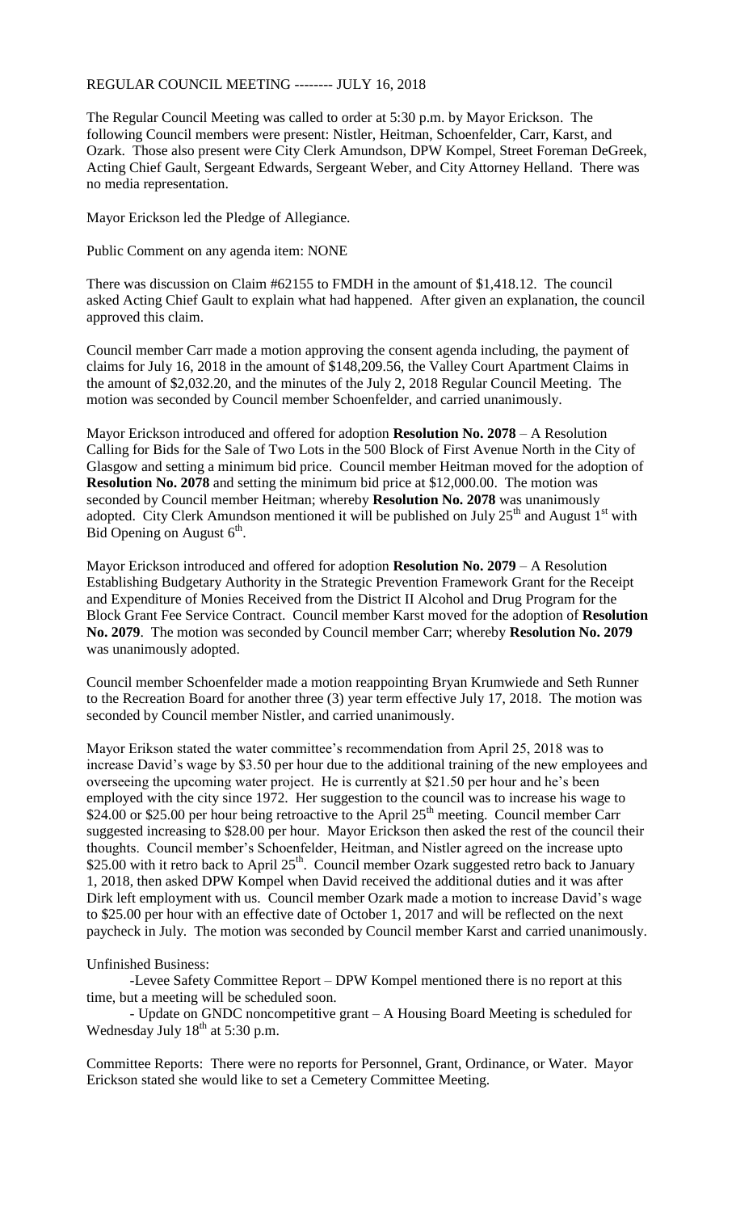REGULAR COUNCIL MEETING -------- JULY 16, 2018

The Regular Council Meeting was called to order at 5:30 p.m. by Mayor Erickson. The following Council members were present: Nistler, Heitman, Schoenfelder, Carr, Karst, and Ozark. Those also present were City Clerk Amundson, DPW Kompel, Street Foreman DeGreek, Acting Chief Gault, Sergeant Edwards, Sergeant Weber, and City Attorney Helland. There was no media representation.

Mayor Erickson led the Pledge of Allegiance.

Public Comment on any agenda item: NONE

There was discussion on Claim #62155 to FMDH in the amount of $1,418.12. The council asked Acting Chief Gault to explain what had happened. After given an explanation, the council approved this claim.

Council member Carr made a motion approving the consent agenda including, the payment of claims for July 16, 2018 in the amount of $148,209.56, the Valley Court Apartment Claims in the amount of $2,032.20, and the minutes of the July 2, 2018 Regular Council Meeting. The motion was seconded by Council member Schoenfelder, and carried unanimously.

Mayor Erickson introduced and offered for adoption **Resolution No. 2078** – A Resolution Calling for Bids for the Sale of Two Lots in the 500 Block of First Avenue North in the City of Glasgow and setting a minimum bid price. Council member Heitman moved for the adoption of **Resolution No. 2078** and setting the minimum bid price at $12,000.00. The motion was seconded by Council member Heitman; whereby **Resolution No. 2078** was unanimously adopted. City Clerk Amundson mentioned it will be published on July 25th and August 1st with Bid Opening on August 6th.

Mayor Erickson introduced and offered for adoption **Resolution No. 2079** – A Resolution Establishing Budgetary Authority in the Strategic Prevention Framework Grant for the Receipt and Expenditure of Monies Received from the District II Alcohol and Drug Program for the Block Grant Fee Service Contract. Council member Karst moved for the adoption of **Resolution No. 2079**. The motion was seconded by Council member Carr; whereby **Resolution No. 2079** was unanimously adopted.

Council member Schoenfelder made a motion reappointing Bryan Krumwiede and Seth Runner to the Recreation Board for another three (3) year term effective July 17, 2018. The motion was seconded by Council member Nistler, and carried unanimously.

Mayor Erikson stated the water committee's recommendation from April 25, 2018 was to increase David's wage by $3.50 per hour due to the additional training of the new employees and overseeing the upcoming water project. He is currently at $21.50 per hour and he's been employed with the city since 1972. Her suggestion to the council was to increase his wage to $24.00 or $25.00 per hour being retroactive to the April 25th meeting. Council member Carr suggested increasing to $28.00 per hour. Mayor Erickson then asked the rest of the council their thoughts. Council member's Schoenfelder, Heitman, and Nistler agreed on the increase upto $25.00 with it retro back to April 25th. Council member Ozark suggested retro back to January 1, 2018, then asked DPW Kompel when David received the additional duties and it was after Dirk left employment with us. Council member Ozark made a motion to increase David's wage to $25.00 per hour with an effective date of October 1, 2017 and will be reflected on the next paycheck in July. The motion was seconded by Council member Karst and carried unanimously.

Unfinished Business:

-Levee Safety Committee Report – DPW Kompel mentioned there is no report at this time, but a meeting will be scheduled soon.

- Update on GNDC noncompetitive grant – A Housing Board Meeting is scheduled for Wednesday July 18th at 5:30 p.m.

Committee Reports: There were no reports for Personnel, Grant, Ordinance, or Water. Mayor Erickson stated she would like to set a Cemetery Committee Meeting.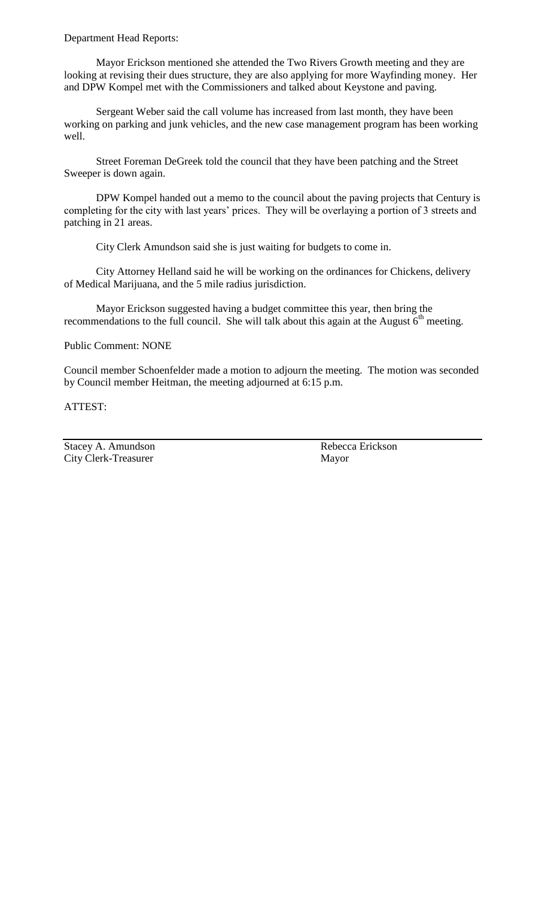Department Head Reports:

Mayor Erickson mentioned she attended the Two Rivers Growth meeting and they are looking at revising their dues structure, they are also applying for more Wayfinding money. Her and DPW Kompel met with the Commissioners and talked about Keystone and paving.

Sergeant Weber said the call volume has increased from last month, they have been working on parking and junk vehicles, and the new case management program has been working well.

Street Foreman DeGreek told the council that they have been patching and the Street Sweeper is down again.

DPW Kompel handed out a memo to the council about the paving projects that Century is completing for the city with last years' prices. They will be overlaying a portion of 3 streets and patching in 21 areas.

City Clerk Amundson said she is just waiting for budgets to come in.

City Attorney Helland said he will be working on the ordinances for Chickens, delivery of Medical Marijuana, and the 5 mile radius jurisdiction.

Mayor Erickson suggested having a budget committee this year, then bring the recommendations to the full council. She will talk about this again at the August 6th meeting.

Public Comment: NONE

Council member Schoenfelder made a motion to adjourn the meeting. The motion was seconded by Council member Heitman, the meeting adjourned at 6:15 p.m.

ATTEST:

| | |
|---|---|
| Stacey A. Amundson | Rebecca Erickson |
| City Clerk-Treasurer | Mayor |